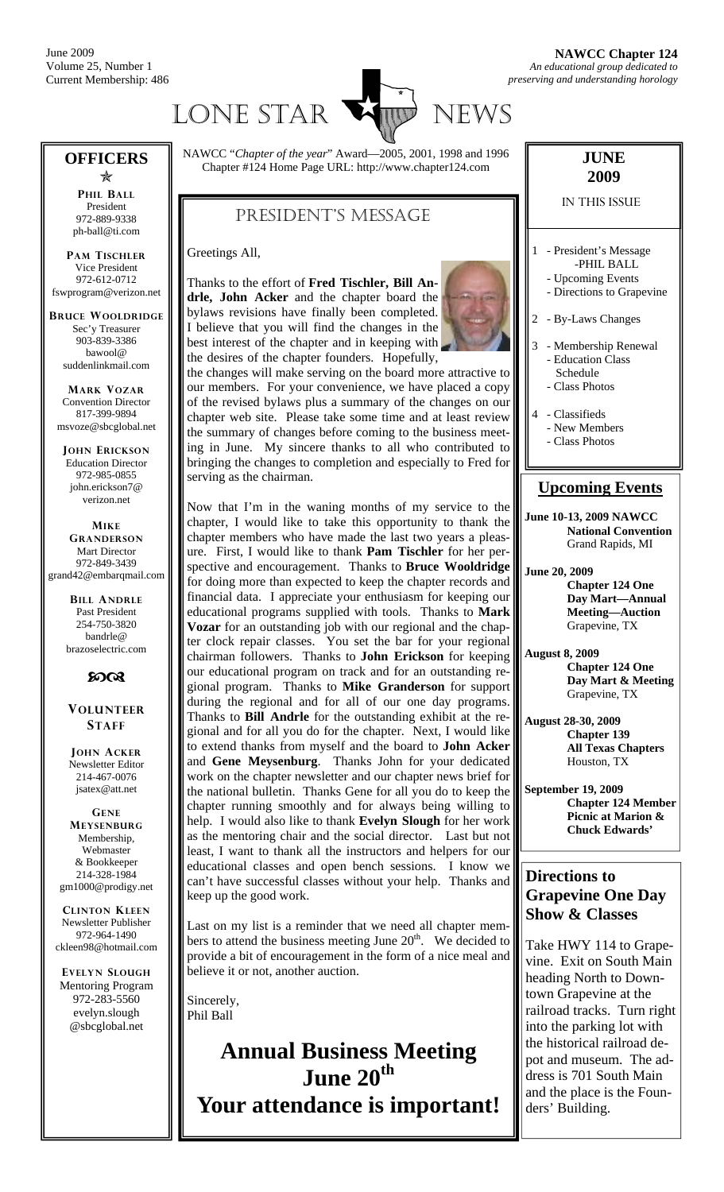June 2009
Volume 25, Number 1
Current Membership: 486

**NAWCC Chapter 124**
*An educational group dedicated to preserving and understanding horology*

# LONE STAR NEWS

NAWCC "*Chapter of the year*" Award—2005, 2001, 1998 and 1996
Chapter #124 Home Page URL: http://www.chapter124.com

## OFFICERS

**PHIL BALL**
President
972-889-9338
ph-ball@ti.com

**PAM TISCHLER**
Vice President
972-612-0712
fswprogram@verizon.net

**BRUCE WOOLDRIDGE**
Sec'y Treasurer
903-839-3386
bawool@suddenlinkmail.com

**MARK VOZAR**
Convention Director
817-399-9894
msvoze@sbcglobal.net

**JOHN ERICKSON**
Education Director
972-985-0855
john.erickson7@verizon.net

**MIKE GRANDERSON**
Mart Director
972-849-3439
grand42@embarqmail.com

**BILL ANDRLE**
Past President
254-750-3820
bandrle@brazoselectric.com

### VOLUNTEER STAFF

**JOHN ACKER**
Newsletter Editor
214-467-0076
jsatex@att.net

**GENE MEYSENBURG**
Membership, Webmaster & Bookkeeper
214-328-1984
gm1000@prodigy.net

**CLINTON KLEEN**
Newsletter Publisher
972-964-1490
ckleen98@hotmail.com

**EVELYN SLOUGH**
Mentoring Program
972-283-5560
evelyn.slough@sbcglobal.net

## PRESIDENT'S MESSAGE

Greetings All,

Thanks to the effort of **Fred Tischler, Bill Andrle, John Acker** and the chapter board the bylaws revisions have finally been completed. I believe that you will find the changes in the best interest of the chapter and in keeping with the desires of the chapter founders. Hopefully, the changes will make serving on the board more attractive to our members. For your convenience, we have placed a copy of the revised bylaws plus a summary of the changes on our chapter web site. Please take some time and at least review the summary of changes before coming to the business meeting in June. My sincere thanks to all who contributed to bringing the changes to completion and especially to Fred for serving as the chairman.

Now that I'm in the waning months of my service to the chapter, I would like to take this opportunity to thank the chapter members who have made the last two years a pleasure. First, I would like to thank **Pam Tischler** for her perspective and encouragement. Thanks to **Bruce Wooldridge** for doing more than expected to keep the chapter records and financial data. I appreciate your enthusiasm for keeping our educational programs supplied with tools. Thanks to **Mark Vozar** for an outstanding job with our regional and the chapter clock repair classes. You set the bar for your regional chairman followers. Thanks to **John Erickson** for keeping our educational program on track and for an outstanding regional program. Thanks to **Mike Granderson** for support during the regional and for all of our one day programs. Thanks to **Bill Andrle** for the outstanding exhibit at the regional and for all you do for the chapter. Next, I would like to extend thanks from myself and the board to **John Acker** and **Gene Meysenburg**. Thanks John for your dedicated work on the chapter newsletter and our chapter news brief for the national bulletin. Thanks Gene for all you do to keep the chapter running smoothly and for always being willing to help. I would also like to thank **Evelyn Slough** for her work as the mentoring chair and the social director. Last but not least, I want to thank all the instructors and helpers for our educational classes and open bench sessions. I know we can't have successful classes without your help. Thanks and keep up the good work.

Last on my list is a reminder that we need all chapter members to attend the business meeting June 20th. We decided to provide a bit of encouragement in the form of a nice meal and believe it or not, another auction.

Sincerely,
Phil Ball

# Annual Business Meeting June 20th
# Your attendance is important!

## JUNE 2009

IN THIS ISSUE

1 - President's Message
  -PHIL BALL
  - Upcoming Events
  - Directions to Grapevine

2 - By-Laws Changes

3 - Membership Renewal
  - Education Class Schedule
  - Class Photos

4 - Classifieds
  - New Members
  - Class Photos

## Upcoming Events

**June 10-13, 2009 NAWCC National Convention**
Grand Rapids, MI

**June 20, 2009**
**Chapter 124 One Day Mart—Annual Meeting—Auction**
Grapevine, TX

**August 8, 2009**
**Chapter 124 One Day Mart & Meeting**
Grapevine, TX

**August 28-30, 2009**
**Chapter 139 All Texas Chapters**
Houston, TX

**September 19, 2009**
**Chapter 124 Member Picnic at Marion & Chuck Edwards'**

## Directions to Grapevine One Day Show & Classes

Take HWY 114 to Grapevine. Exit on South Main heading North to Downtown Grapevine at the railroad tracks. Turn right into the parking lot with the historical railroad depot and museum. The address is 701 South Main and the place is the Founders' Building.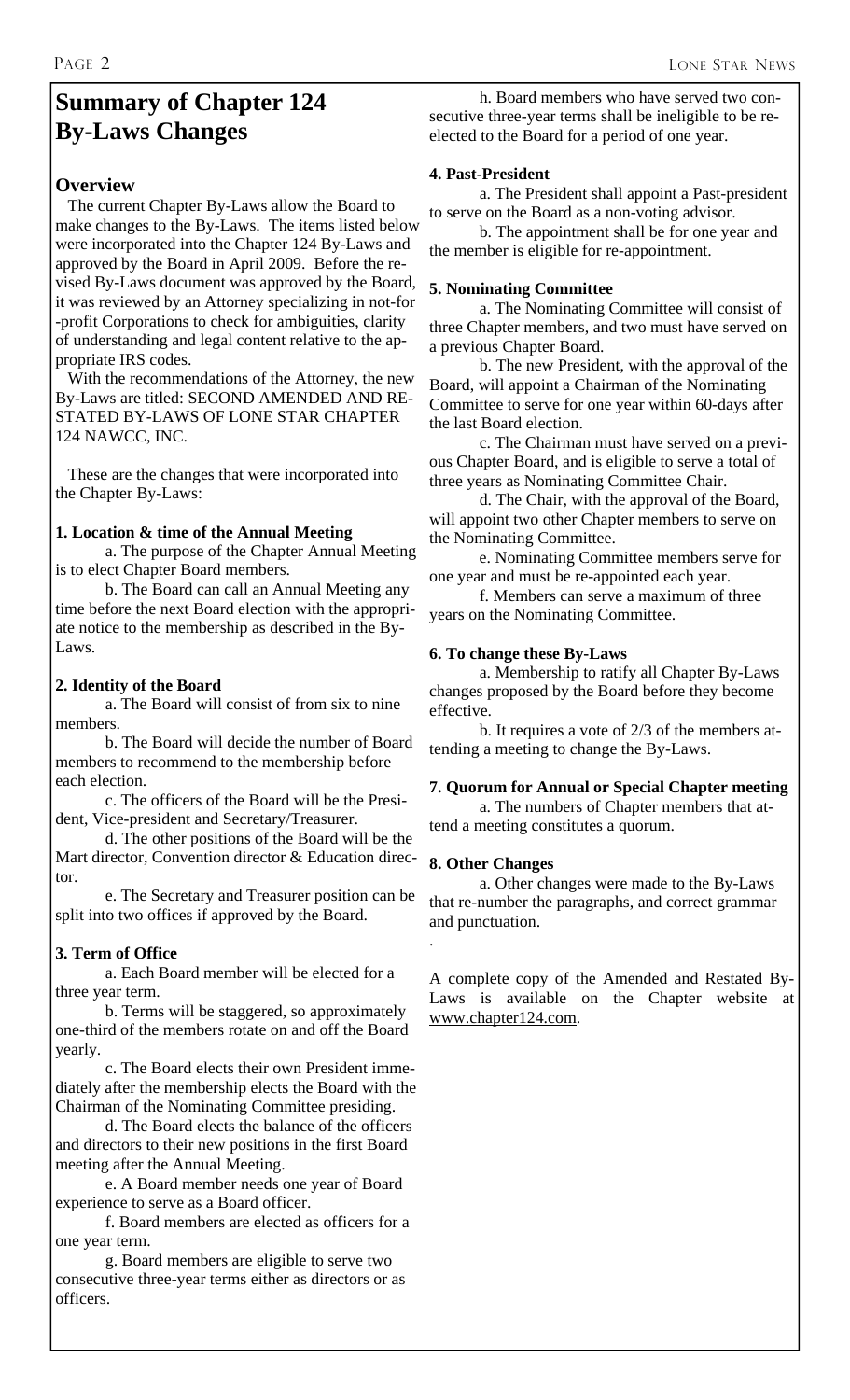# Summary of Chapter 124 By-Laws Changes

## Overview

The current Chapter By-Laws allow the Board to make changes to the By-Laws. The items listed below were incorporated into the Chapter 124 By-Laws and approved by the Board in April 2009. Before the revised By-Laws document was approved by the Board, it was reviewed by an Attorney specializing in not-for-profit Corporations to check for ambiguities, clarity of understanding and legal content relative to the appropriate IRS codes.

With the recommendations of the Attorney, the new By-Laws are titled: SECOND AMENDED AND RESTATED BY-LAWS OF LONE STAR CHAPTER 124 NAWCC, INC.

These are the changes that were incorporated into the Chapter By-Laws:

**1. Location & time of the Annual Meeting**

a. The purpose of the Chapter Annual Meeting is to elect Chapter Board members.

b. The Board can call an Annual Meeting any time before the next Board election with the appropriate notice to the membership as described in the By-Laws.

**2. Identity of the Board**

a. The Board will consist of from six to nine members.

b. The Board will decide the number of Board members to recommend to the membership before each election.

c. The officers of the Board will be the President, Vice-president and Secretary/Treasurer.

d. The other positions of the Board will be the Mart director, Convention director & Education director.

e. The Secretary and Treasurer position can be split into two offices if approved by the Board.

**3. Term of Office**

a. Each Board member will be elected for a three year term.

b. Terms will be staggered, so approximately one-third of the members rotate on and off the Board yearly.

c. The Board elects their own President immediately after the membership elects the Board with the Chairman of the Nominating Committee presiding.

d. The Board elects the balance of the officers and directors to their new positions in the first Board meeting after the Annual Meeting.

e. A Board member needs one year of Board experience to serve as a Board officer.

f. Board members are elected as officers for a one year term.

g. Board members are eligible to serve two consecutive three-year terms either as directors or as officers.

h. Board members who have served two consecutive three-year terms shall be ineligible to be re-elected to the Board for a period of one year.

**4. Past-President**

a. The President shall appoint a Past-president to serve on the Board as a non-voting advisor.

b. The appointment shall be for one year and the member is eligible for re-appointment.

**5. Nominating Committee**

a. The Nominating Committee will consist of three Chapter members, and two must have served on a previous Chapter Board.

b. The new President, with the approval of the Board, will appoint a Chairman of the Nominating Committee to serve for one year within 60-days after the last Board election.

c. The Chairman must have served on a previous Chapter Board, and is eligible to serve a total of three years as Nominating Committee Chair.

d. The Chair, with the approval of the Board, will appoint two other Chapter members to serve on the Nominating Committee.

e. Nominating Committee members serve for one year and must be re-appointed each year.

f. Members can serve a maximum of three years on the Nominating Committee.

**6. To change these By-Laws**

a. Membership to ratify all Chapter By-Laws changes proposed by the Board before they become effective.

b. It requires a vote of 2/3 of the members attending a meeting to change the By-Laws.

**7. Quorum for Annual or Special Chapter meeting**

a. The numbers of Chapter members that attend a meeting constitutes a quorum.

**8. Other Changes**

a. Other changes were made to the By-Laws that re-number the paragraphs, and correct grammar and punctuation.

A complete copy of the Amended and Restated By-Laws is available on the Chapter website at www.chapter124.com.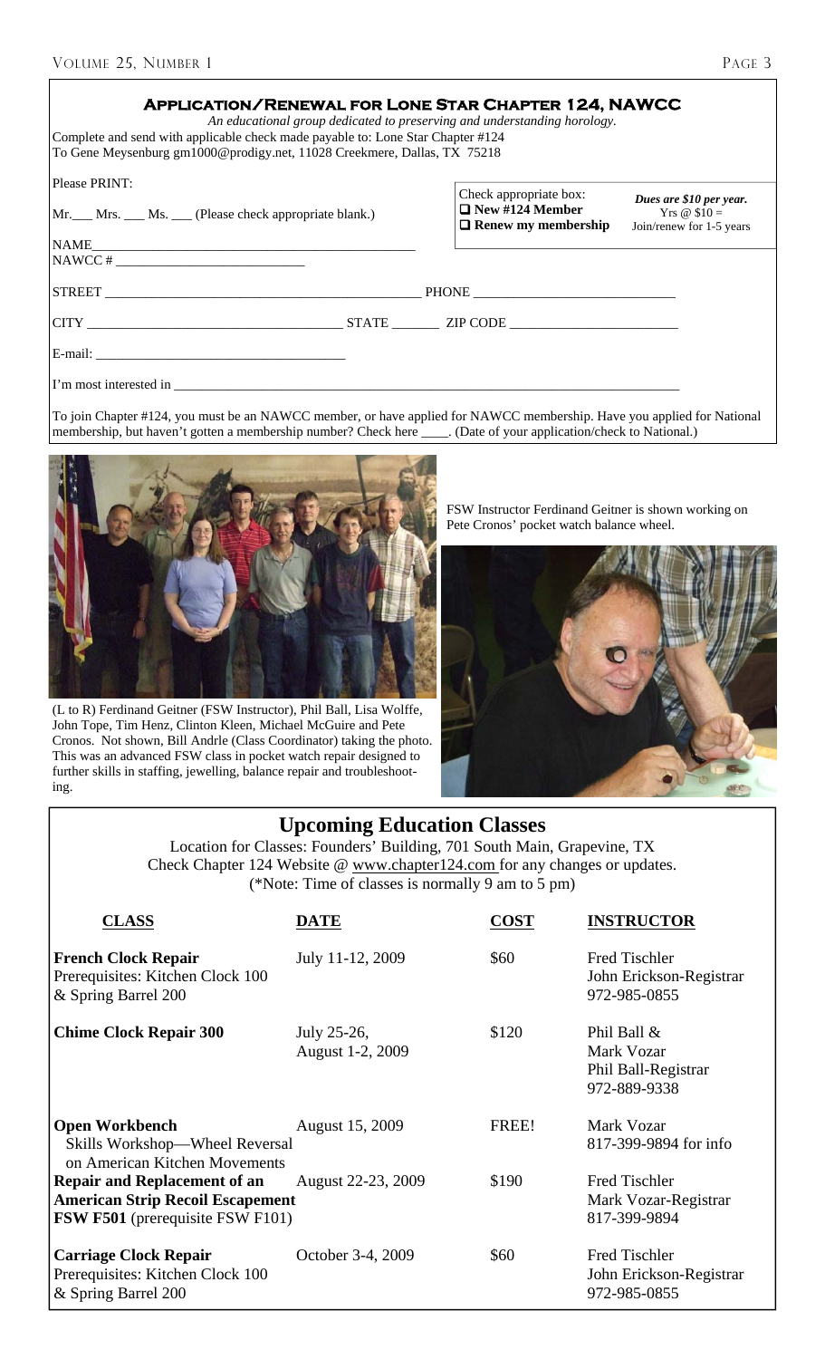## Application/Renewal for Lone Star Chapter 124, NAWCC

*An educational group dedicated to preserving and understanding horology.*

Complete and send with applicable check made payable to: Lone Star Chapter #124
To Gene Meysenburg gm1000@prodigy.net, 11028 Creekmere, Dallas, TX 75218

Please PRINT:

Mr.___ Mrs. ___ Ms. ___ (Please check appropriate blank.)

Check appropriate box:
- ☐ **New #124 Member**
- ☐ **Renew my membership**

***Dues are $10 per year.***
Yrs @ $10 =
Join/renew for 1-5 years

NAME_______________________________________________

NAWCC # __________________________

STREET _______________________________________________ PHONE ____________________________

CITY ____________________________________ STATE _______ ZIP CODE ________________________

E-mail: ____________________________________

I'm most interested in ________________________________________________________________________________

To join Chapter #124, you must be an NAWCC member, or have applied for NAWCC membership. Have you applied for National membership, but haven't gotten a membership number? Check here ____. (Date of your application/check to National.)

(L to R) Ferdinand Geitner (FSW Instructor), Phil Ball, Lisa Wolffe, John Tope, Tim Henz, Clinton Kleen, Michael McGuire and Pete Cronos. Not shown, Bill Andrle (Class Coordinator) taking the photo. This was an advanced FSW class in pocket watch repair designed to further skills in staffing, jewelling, balance repair and troubleshooting.

FSW Instructor Ferdinand Geitner is shown working on Pete Cronos' pocket watch balance wheel.

## Upcoming Education Classes

Location for Classes: Founders' Building, 701 South Main, Grapevine, TX
Check Chapter 124 Website @ www.chapter124.com for any changes or updates.
(*Note: Time of classes is normally 9 am to 5 pm)

| CLASS | DATE | COST | INSTRUCTOR |
|---|---|---|---|
| **French Clock Repair** Prerequisites: Kitchen Clock 100 & Spring Barrel 200 | July 11-12, 2009 | $60 | Fred Tischler John Erickson-Registrar 972-985-0855 |
| **Chime Clock Repair 300** | July 25-26, August 1-2, 2009 | $120 | Phil Ball & Mark Vozar Phil Ball-Registrar 972-889-9338 |
| **Open Workbench** Skills Workshop—Wheel Reversal on American Kitchen Movements | August 15, 2009 | FREE! | Mark Vozar 817-399-9894 for info |
| **Repair and Replacement of an American Strip Recoil Escapement FSW F501** (prerequisite FSW F101) | August 22-23, 2009 | $190 | Fred Tischler Mark Vozar-Registrar 817-399-9894 |
| **Carriage Clock Repair** Prerequisites: Kitchen Clock 100 & Spring Barrel 200 | October 3-4, 2009 | $60 | Fred Tischler John Erickson-Registrar 972-985-0855 |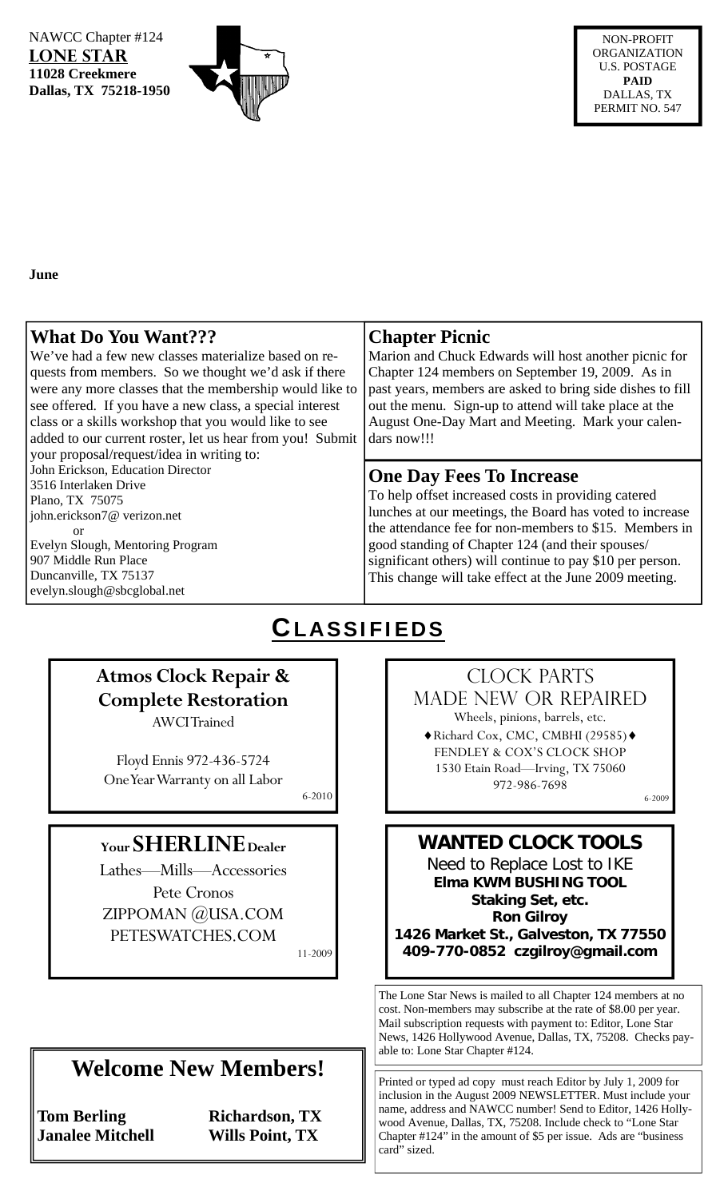NAWCC Chapter #124
**LONE STAR**
**11028 Creekmere**
**Dallas, TX 75218-1950**

NON-PROFIT
ORGANIZATION
U.S. POSTAGE
**PAID**
DALLAS, TX
PERMIT NO. 547

**June**

## What Do You Want???

We've had a few new classes materialize based on requests from members. So we thought we'd ask if there were any more classes that the membership would like to see offered. If you have a new class, a special interest class or a skills workshop that you would like to see added to our current roster, let us hear from you! Submit your proposal/request/idea in writing to:

John Erickson, Education Director
3516 Interlaken Drive
Plano, TX 75075
john.erickson7@ verizon.net

or

Evelyn Slough, Mentoring Program
907 Middle Run Place
Duncanville, TX 75137
evelyn.slough@sbcglobal.net

## Chapter Picnic

Marion and Chuck Edwards will host another picnic for Chapter 124 members on September 19, 2009. As in past years, members are asked to bring side dishes to fill out the menu. Sign-up to attend will take place at the August One-Day Mart and Meeting. Mark your calendars now!!!

## One Day Fees To Increase

To help offset increased costs in providing catered lunches at our meetings, the Board has voted to increase the attendance fee for non-members to $15. Members in good standing of Chapter 124 (and their spouses/ significant others) will continue to pay $10 per person. This change will take effect at the June 2009 meeting.

# CLASSIFIEDS

**Atmos Clock Repair & Complete Restoration**
AWCI Trained

Floyd Ennis 972-436-5724
One Year Warranty on all Labor

6-2010

CLOCK PARTS
MADE NEW OR REPAIRED
Wheels, pinions, barrels, etc.
♦Richard Cox, CMC, CMBHI (29585)♦
FENDLEY & COX'S CLOCK SHOP
1530 Etain Road—Irving, TX 75060
972-986-7698

6-2009

**Your SHERLINE Dealer**
Lathes—Mills—Accessories
Pete Cronos
ZIPPOMAN @USA.COM
PETESWATCHES.COM

11-2009

**WANTED CLOCK TOOLS**
Need to Replace Lost to IKE
**Elma KWM BUSHING TOOL**
**Staking Set, etc.**
**Ron Gilroy**
**1426 Market St., Galveston, TX 77550**
**409-770-0852 czgilroy@gmail.com**

The Lone Star News is mailed to all Chapter 124 members at no cost. Non-members may subscribe at the rate of $8.00 per year. Mail subscription requests with payment to: Editor, Lone Star News, 1426 Hollywood Avenue, Dallas, TX, 75208. Checks payable to: Lone Star Chapter #124.

## Welcome New Members!

| | |
|---|---|
| **Tom Berling** | **Richardson, TX** |
| **Janalee Mitchell** | **Wills Point, TX** |

Printed or typed ad copy must reach Editor by July 1, 2009 for inclusion in the August 2009 NEWSLETTER. Must include your name, address and NAWCC number! Send to Editor, 1426 Hollywood Avenue, Dallas, TX, 75208. Include check to "Lone Star Chapter #124" in the amount of $5 per issue. Ads are "business card" sized.